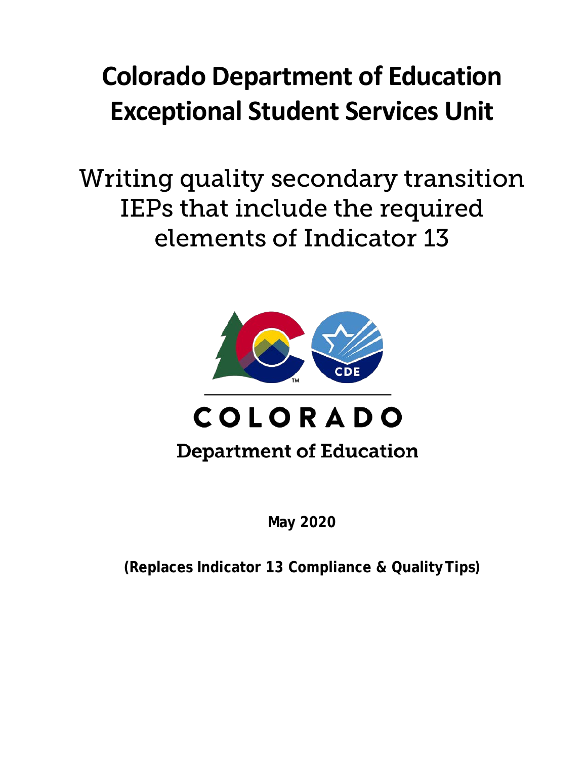# Colorado Department of Education
# Exceptional Student Services Unit

## Writing quality secondary transition IEPs that include the required elements of Indicator 13

COLORADO

Department of Education

**May 2020**

**(Replaces Indicator 13 Compliance & Quality Tips)**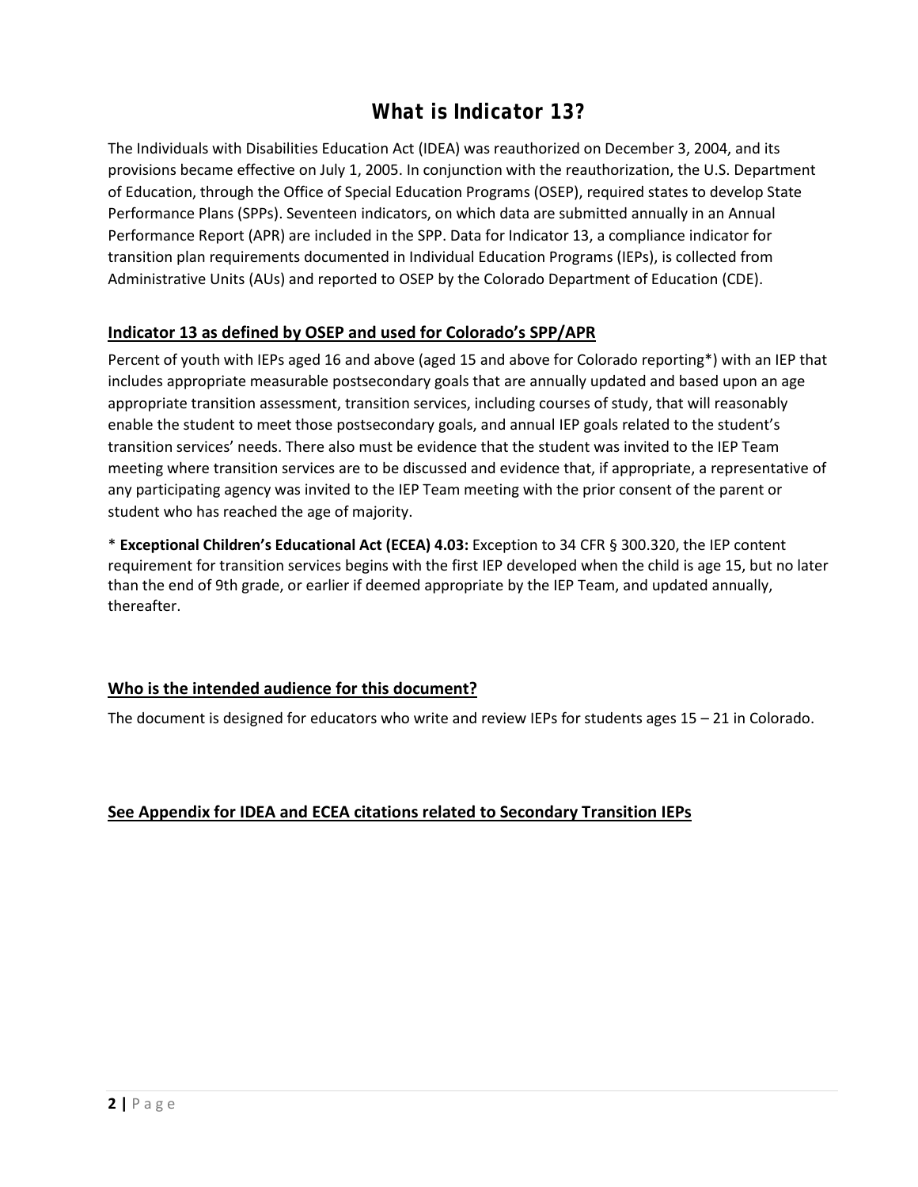# What is Indicator 13?

The Individuals with Disabilities Education Act (IDEA) was reauthorized on December 3, 2004, and its provisions became effective on July 1, 2005. In conjunction with the reauthorization, the U.S. Department of Education, through the Office of Special Education Programs (OSEP), required states to develop State Performance Plans (SPPs). Seventeen indicators, on which data are submitted annually in an Annual Performance Report (APR) are included in the SPP. Data for Indicator 13, a compliance indicator for transition plan requirements documented in Individual Education Programs (IEPs), is collected from Administrative Units (AUs) and reported to OSEP by the Colorado Department of Education (CDE).

## Indicator 13 as defined by OSEP and used for Colorado's SPP/APR

Percent of youth with IEPs aged 16 and above (aged 15 and above for Colorado reporting*) with an IEP that includes appropriate measurable postsecondary goals that are annually updated and based upon an age appropriate transition assessment, transition services, including courses of study, that will reasonably enable the student to meet those postsecondary goals, and annual IEP goals related to the student's transition services' needs. There also must be evidence that the student was invited to the IEP Team meeting where transition services are to be discussed and evidence that, if appropriate, a representative of any participating agency was invited to the IEP Team meeting with the prior consent of the parent or student who has reached the age of majority.

* **Exceptional Children's Educational Act (ECEA) 4.03:** Exception to 34 CFR § 300.320, the IEP content requirement for transition services begins with the first IEP developed when the child is age 15, but no later than the end of 9th grade, or earlier if deemed appropriate by the IEP Team, and updated annually, thereafter.

## Who is the intended audience for this document?

The document is designed for educators who write and review IEPs for students ages 15 – 21 in Colorado.

## See Appendix for IDEA and ECEA citations related to Secondary Transition IEPs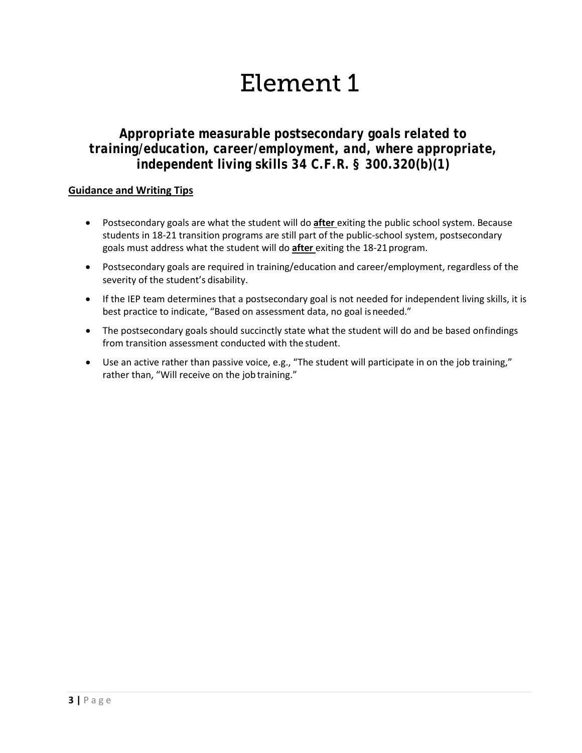# Element 1

## Appropriate measurable postsecondary goals related to training/education, career/employment, and, where appropriate, independent living skills 34 C.F.R. § 300.320(b)(1)

**Guidance and Writing Tips**

- Postsecondary goals are what the student will do **after** exiting the public school system. Because students in 18-21 transition programs are still part of the public-school system, postsecondary goals must address what the student will do **after** exiting the 18-21 program.
- Postsecondary goals are required in training/education and career/employment, regardless of the severity of the student's disability.
- If the IEP team determines that a postsecondary goal is not needed for independent living skills, it is best practice to indicate, "Based on assessment data, no goal is needed."
- The postsecondary goals should succinctly state what the student will do and be based on findings from transition assessment conducted with the student.
- Use an active rather than passive voice, e.g., "The student will participate in on the job training," rather than, "Will receive on the job training."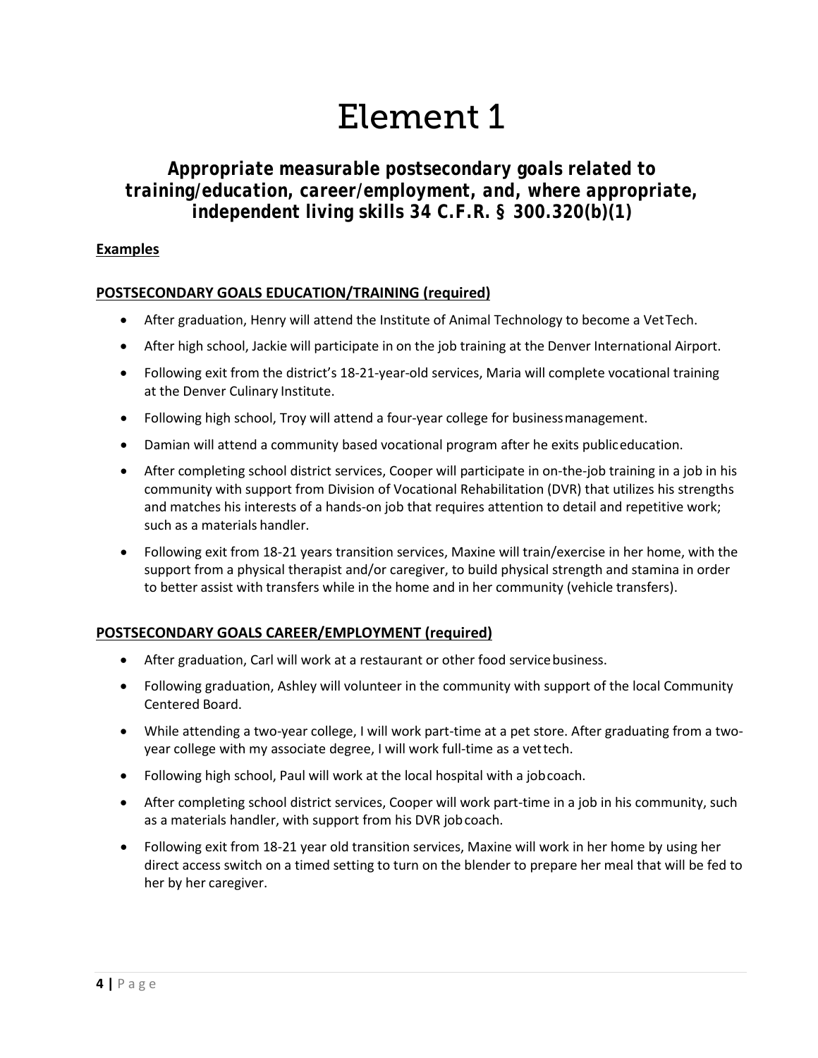# Element 1

## Appropriate measurable postsecondary goals related to training/education, career/employment, and, where appropriate, independent living skills 34 C.F.R. § 300.320(b)(1)

**Examples**

**POSTSECONDARY GOALS EDUCATION/TRAINING (required)**

- After graduation, Henry will attend the Institute of Animal Technology to become a Vet Tech.
- After high school, Jackie will participate in on the job training at the Denver International Airport.
- Following exit from the district's 18-21-year-old services, Maria will complete vocational training at the Denver Culinary Institute.
- Following high school, Troy will attend a four-year college for business management.
- Damian will attend a community based vocational program after he exits public education.
- After completing school district services, Cooper will participate in on-the-job training in a job in his community with support from Division of Vocational Rehabilitation (DVR) that utilizes his strengths and matches his interests of a hands-on job that requires attention to detail and repetitive work; such as a materials handler.
- Following exit from 18-21 years transition services, Maxine will train/exercise in her home, with the support from a physical therapist and/or caregiver, to build physical strength and stamina in order to better assist with transfers while in the home and in her community (vehicle transfers).

**POSTSECONDARY GOALS CAREER/EMPLOYMENT (required)**

- After graduation, Carl will work at a restaurant or other food service business.
- Following graduation, Ashley will volunteer in the community with support of the local Community Centered Board.
- While attending a two-year college, I will work part-time at a pet store. After graduating from a two-year college with my associate degree, I will work full-time as a vet tech.
- Following high school, Paul will work at the local hospital with a job coach.
- After completing school district services, Cooper will work part-time in a job in his community, such as a materials handler, with support from his DVR job coach.
- Following exit from 18-21 year old transition services, Maxine will work in her home by using her direct access switch on a timed setting to turn on the blender to prepare her meal that will be fed to her by her caregiver.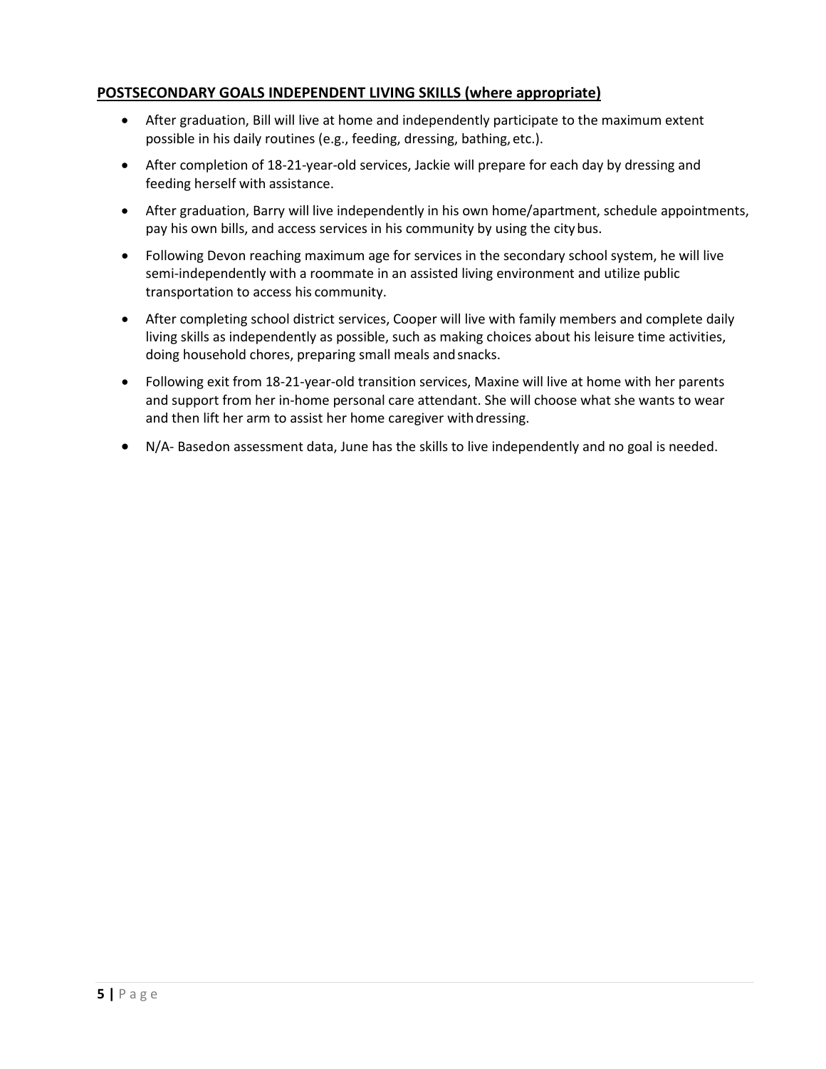**POSTSECONDARY GOALS INDEPENDENT LIVING SKILLS (where appropriate)**

- After graduation, Bill will live at home and independently participate to the maximum extent possible in his daily routines (e.g., feeding, dressing, bathing, etc.).
- After completion of 18-21-year-old services, Jackie will prepare for each day by dressing and feeding herself with assistance.
- After graduation, Barry will live independently in his own home/apartment, schedule appointments, pay his own bills, and access services in his community by using the city bus.
- Following Devon reaching maximum age for services in the secondary school system, he will live semi-independently with a roommate in an assisted living environment and utilize public transportation to access his community.
- After completing school district services, Cooper will live with family members and complete daily living skills as independently as possible, such as making choices about his leisure time activities, doing household chores, preparing small meals and snacks.
- Following exit from 18-21-year-old transition services, Maxine will live at home with her parents and support from her in-home personal care attendant. She will choose what she wants to wear and then lift her arm to assist her home caregiver with dressing.
- N/A- Based on assessment data, June has the skills to live independently and no goal is needed.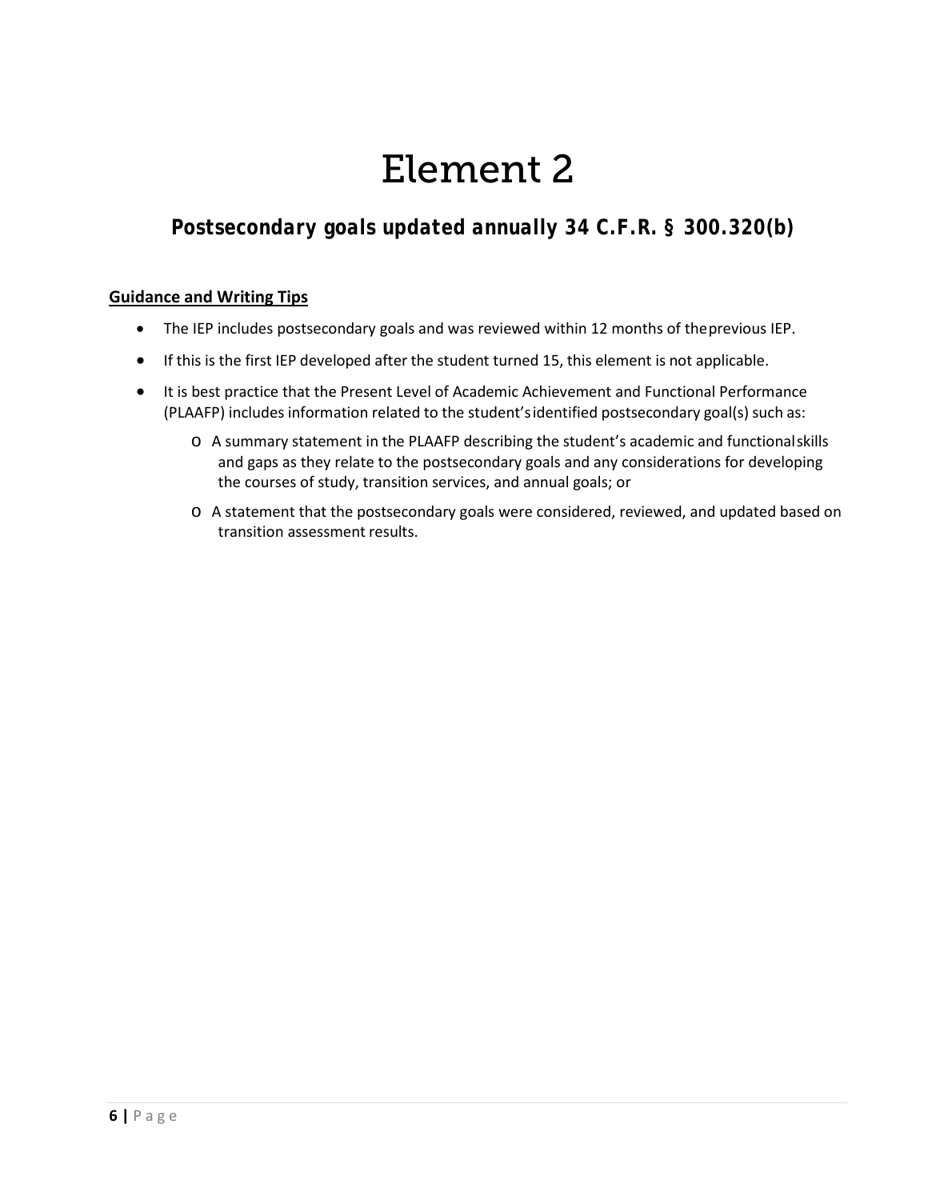# Element 2

## Postsecondary goals updated annually 34 C.F.R. § 300.320(b)

**Guidance and Writing Tips**

- The IEP includes postsecondary goals and was reviewed within 12 months of the previous IEP.
- If this is the first IEP developed after the student turned 15, this element is not applicable.
- It is best practice that the Present Level of Academic Achievement and Functional Performance (PLAAFP) includes information related to the student's identified postsecondary goal(s) such as:
  - A summary statement in the PLAAFP describing the student's academic and functional skills and gaps as they relate to the postsecondary goals and any considerations for developing the courses of study, transition services, and annual goals; or
  - A statement that the postsecondary goals were considered, reviewed, and updated based on transition assessment results.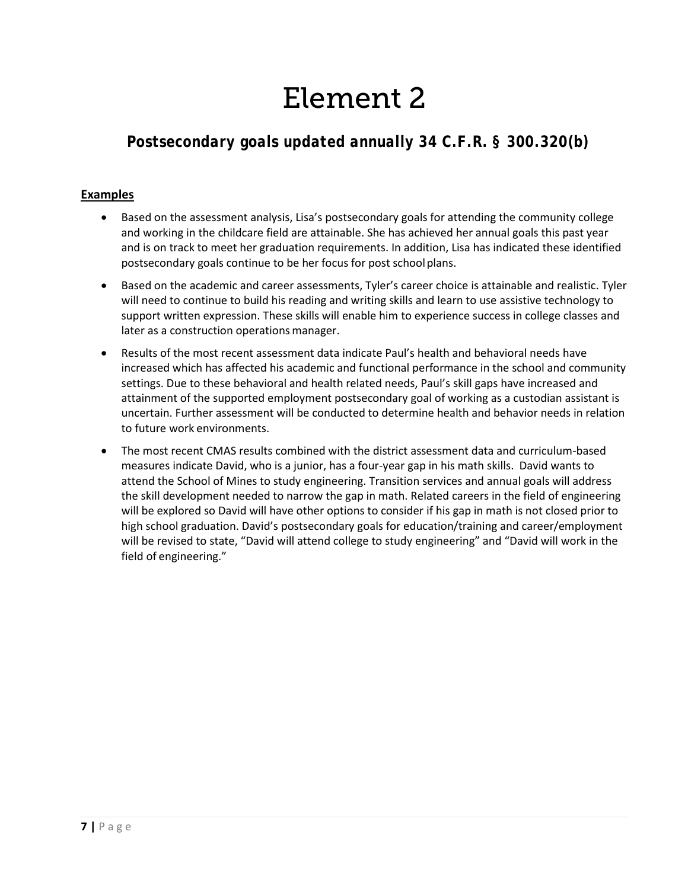# Element 2

## Postsecondary goals updated annually 34 C.F.R. § 300.320(b)

**Examples**

- Based on the assessment analysis, Lisa's postsecondary goals for attending the community college and working in the childcare field are attainable. She has achieved her annual goals this past year and is on track to meet her graduation requirements. In addition, Lisa has indicated these identified postsecondary goals continue to be her focus for post school plans.
- Based on the academic and career assessments, Tyler's career choice is attainable and realistic. Tyler will need to continue to build his reading and writing skills and learn to use assistive technology to support written expression. These skills will enable him to experience success in college classes and later as a construction operations manager.
- Results of the most recent assessment data indicate Paul's health and behavioral needs have increased which has affected his academic and functional performance in the school and community settings. Due to these behavioral and health related needs, Paul's skill gaps have increased and attainment of the supported employment postsecondary goal of working as a custodian assistant is uncertain. Further assessment will be conducted to determine health and behavior needs in relation to future work environments.
- The most recent CMAS results combined with the district assessment data and curriculum-based measures indicate David, who is a junior, has a four-year gap in his math skills. David wants to attend the School of Mines to study engineering. Transition services and annual goals will address the skill development needed to narrow the gap in math. Related careers in the field of engineering will be explored so David will have other options to consider if his gap in math is not closed prior to high school graduation. David's postsecondary goals for education/training and career/employment will be revised to state, "David will attend college to study engineering" and "David will work in the field of engineering."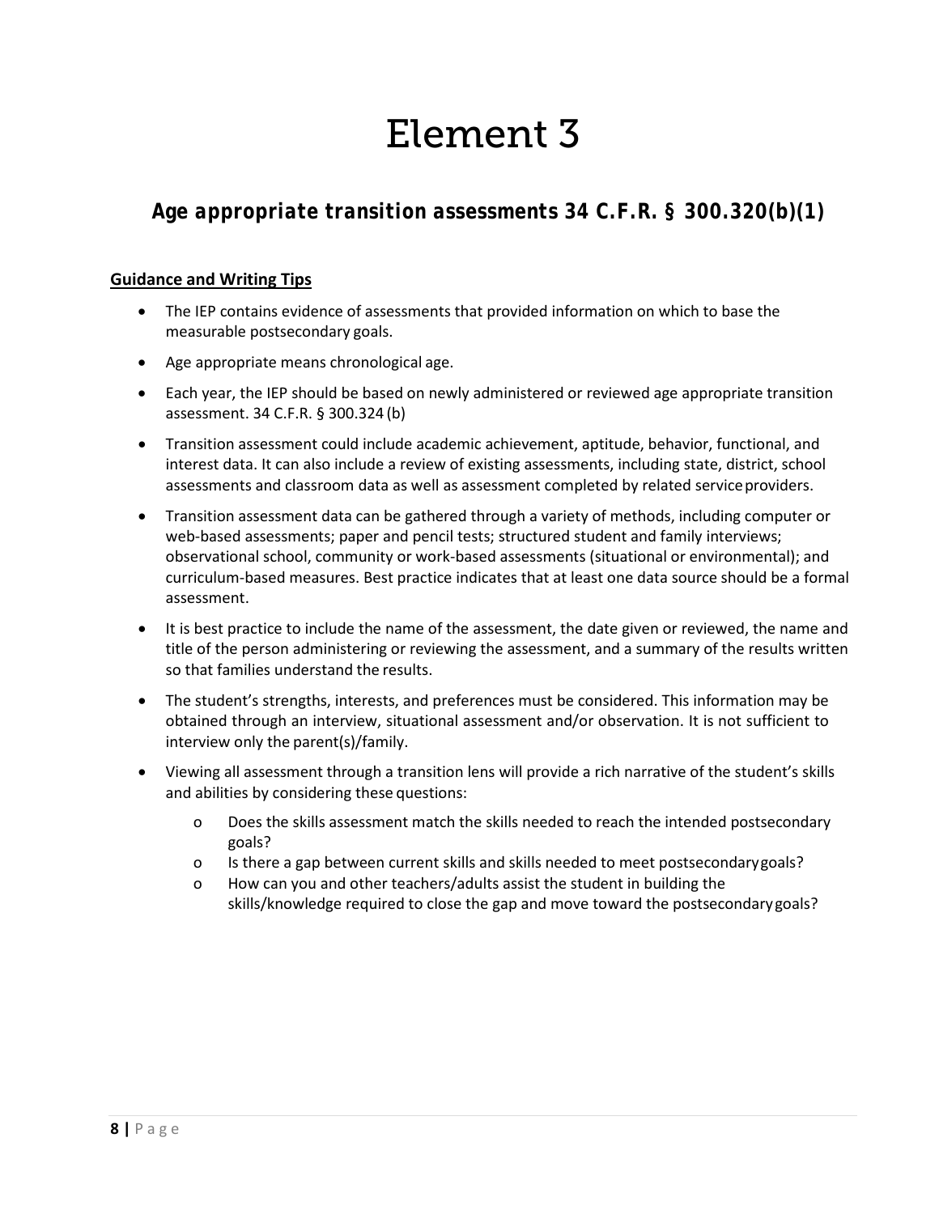# Element 3

## *Age appropriate transition assessments 34 C.F.R. § 300.320(b)(1)*

**Guidance and Writing Tips**

- The IEP contains evidence of assessments that provided information on which to base the measurable postsecondary goals.
- Age appropriate means chronological age.
- Each year, the IEP should be based on newly administered or reviewed age appropriate transition assessment. 34 C.F.R. § 300.324 (b)
- Transition assessment could include academic achievement, aptitude, behavior, functional, and interest data. It can also include a review of existing assessments, including state, district, school assessments and classroom data as well as assessment completed by related service providers.
- Transition assessment data can be gathered through a variety of methods, including computer or web-based assessments; paper and pencil tests; structured student and family interviews; observational school, community or work-based assessments (situational or environmental); and curriculum-based measures. Best practice indicates that at least one data source should be a formal assessment.
- It is best practice to include the name of the assessment, the date given or reviewed, the name and title of the person administering or reviewing the assessment, and a summary of the results written so that families understand the results.
- The student's strengths, interests, and preferences must be considered. This information may be obtained through an interview, situational assessment and/or observation. It is not sufficient to interview only the parent(s)/family.
- Viewing all assessment through a transition lens will provide a rich narrative of the student's skills and abilities by considering these questions:
  - Does the skills assessment match the skills needed to reach the intended postsecondary goals?
  - Is there a gap between current skills and skills needed to meet postsecondary goals?
  - How can you and other teachers/adults assist the student in building the skills/knowledge required to close the gap and move toward the postsecondary goals?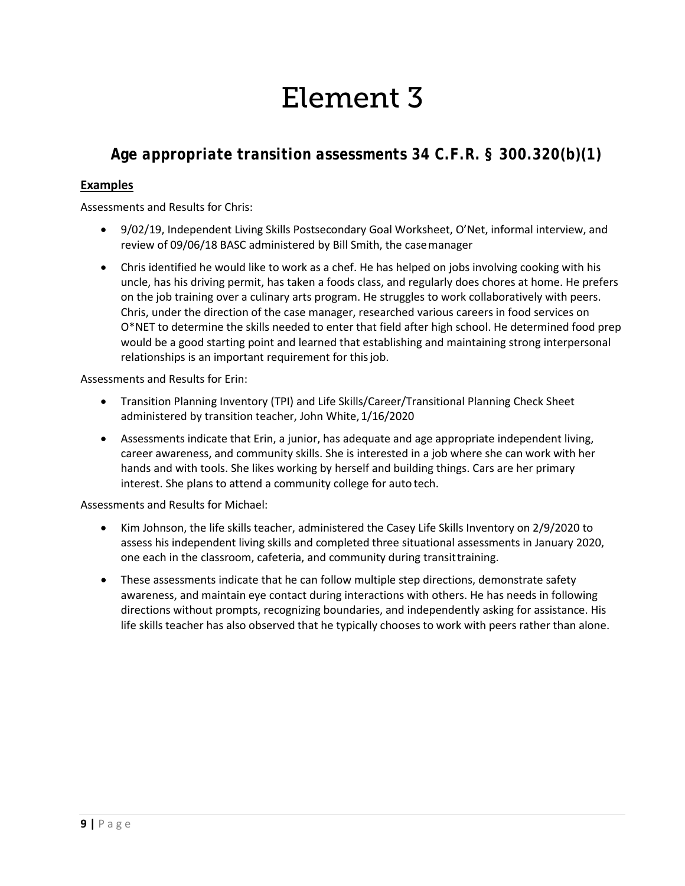# Element 3

## *Age appropriate transition assessments 34 C.F.R. § 300.320(b)(1)*

**Examples**

Assessments and Results for Chris:

- 9/02/19, Independent Living Skills Postsecondary Goal Worksheet, O'Net, informal interview, and review of 09/06/18 BASC administered by Bill Smith, the case manager
- Chris identified he would like to work as a chef. He has helped on jobs involving cooking with his uncle, has his driving permit, has taken a foods class, and regularly does chores at home. He prefers on the job training over a culinary arts program. He struggles to work collaboratively with peers. Chris, under the direction of the case manager, researched various careers in food services on O*NET to determine the skills needed to enter that field after high school. He determined food prep would be a good starting point and learned that establishing and maintaining strong interpersonal relationships is an important requirement for this job.

Assessments and Results for Erin:

- Transition Planning Inventory (TPI) and Life Skills/Career/Transitional Planning Check Sheet administered by transition teacher, John White, 1/16/2020
- Assessments indicate that Erin, a junior, has adequate and age appropriate independent living, career awareness, and community skills. She is interested in a job where she can work with her hands and with tools. She likes working by herself and building things. Cars are her primary interest. She plans to attend a community college for auto tech.

Assessments and Results for Michael:

- Kim Johnson, the life skills teacher, administered the Casey Life Skills Inventory on 2/9/2020 to assess his independent living skills and completed three situational assessments in January 2020, one each in the classroom, cafeteria, and community during transit training.
- These assessments indicate that he can follow multiple step directions, demonstrate safety awareness, and maintain eye contact during interactions with others. He has needs in following directions without prompts, recognizing boundaries, and independently asking for assistance. His life skills teacher has also observed that he typically chooses to work with peers rather than alone.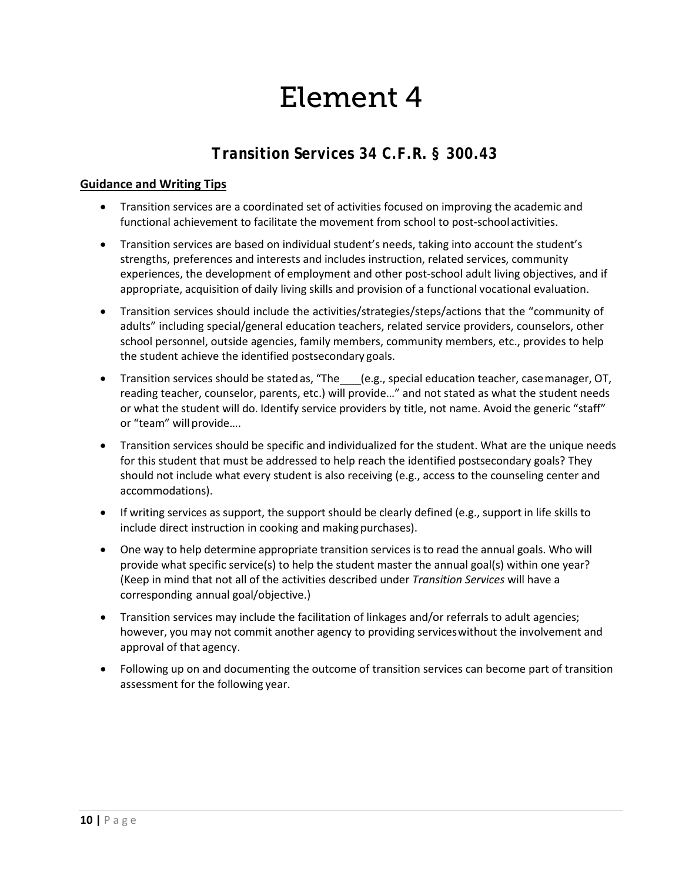# Element 4

## *Transition Services 34 C.F.R. § 300.43*

**Guidance and Writing Tips**

- Transition services are a coordinated set of activities focused on improving the academic and functional achievement to facilitate the movement from school to post-school activities.
- Transition services are based on individual student's needs, taking into account the student's strengths, preferences and interests and includes instruction, related services, community experiences, the development of employment and other post-school adult living objectives, and if appropriate, acquisition of daily living skills and provision of a functional vocational evaluation.
- Transition services should include the activities/strategies/steps/actions that the "community of adults" including special/general education teachers, related service providers, counselors, other school personnel, outside agencies, family members, community members, etc., provides to help the student achieve the identified postsecondary goals.
- Transition services should be stated as, "The ___ (e.g., special education teacher, case manager, OT, reading teacher, counselor, parents, etc.) will provide…" and not stated as what the student needs or what the student will do. Identify service providers by title, not name. Avoid the generic "staff" or "team" will provide….
- Transition services should be specific and individualized for the student. What are the unique needs for this student that must be addressed to help reach the identified postsecondary goals? They should not include what every student is also receiving (e.g., access to the counseling center and accommodations).
- If writing services as support, the support should be clearly defined (e.g., support in life skills to include direct instruction in cooking and making purchases).
- One way to help determine appropriate transition services is to read the annual goals. Who will provide what specific service(s) to help the student master the annual goal(s) within one year? (Keep in mind that not all of the activities described under *Transition Services* will have a corresponding annual goal/objective.)
- Transition services may include the facilitation of linkages and/or referrals to adult agencies; however, you may not commit another agency to providing services without the involvement and approval of that agency.
- Following up on and documenting the outcome of transition services can become part of transition assessment for the following year.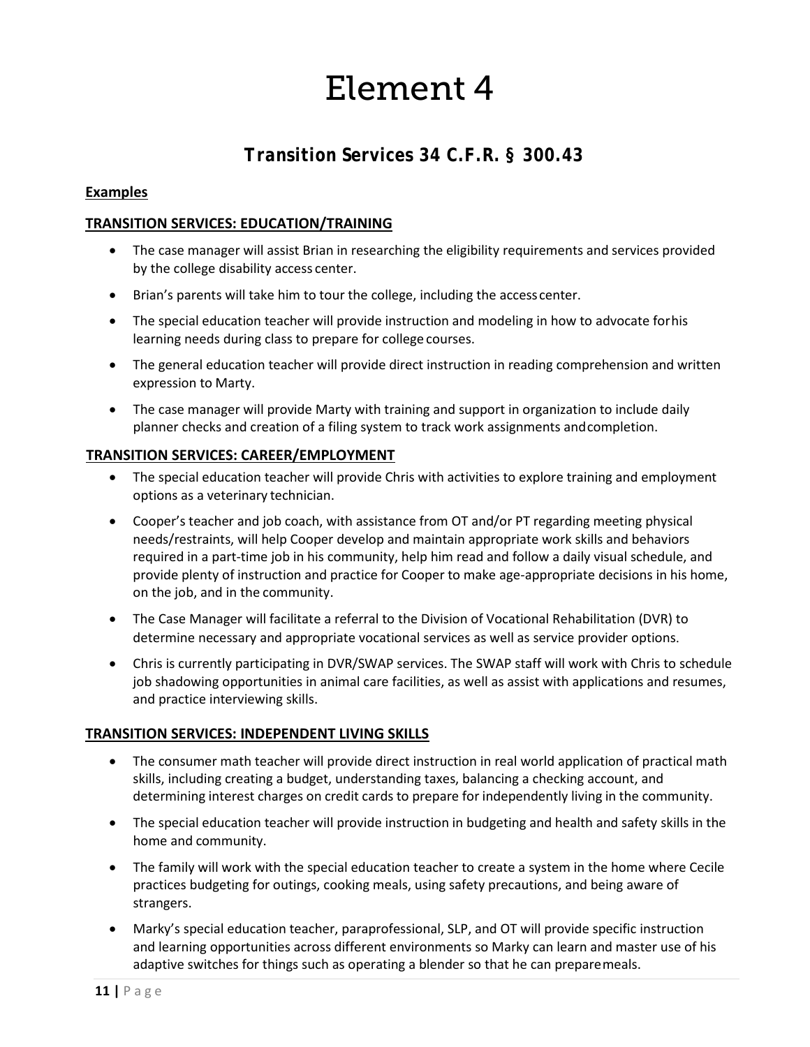# Element 4

## *Transition Services 34 C.F.R. § 300.43*

**Examples**

**TRANSITION SERVICES: EDUCATION/TRAINING**

- The case manager will assist Brian in researching the eligibility requirements and services provided by the college disability access center.
- Brian's parents will take him to tour the college, including the access center.
- The special education teacher will provide instruction and modeling in how to advocate for his learning needs during class to prepare for college courses.
- The general education teacher will provide direct instruction in reading comprehension and written expression to Marty.
- The case manager will provide Marty with training and support in organization to include daily planner checks and creation of a filing system to track work assignments and completion.

**TRANSITION SERVICES: CAREER/EMPLOYMENT**

- The special education teacher will provide Chris with activities to explore training and employment options as a veterinary technician.
- Cooper's teacher and job coach, with assistance from OT and/or PT regarding meeting physical needs/restraints, will help Cooper develop and maintain appropriate work skills and behaviors required in a part-time job in his community, help him read and follow a daily visual schedule, and provide plenty of instruction and practice for Cooper to make age-appropriate decisions in his home, on the job, and in the community.
- The Case Manager will facilitate a referral to the Division of Vocational Rehabilitation (DVR) to determine necessary and appropriate vocational services as well as service provider options.
- Chris is currently participating in DVR/SWAP services. The SWAP staff will work with Chris to schedule job shadowing opportunities in animal care facilities, as well as assist with applications and resumes, and practice interviewing skills.

**TRANSITION SERVICES: INDEPENDENT LIVING SKILLS**

- The consumer math teacher will provide direct instruction in real world application of practical math skills, including creating a budget, understanding taxes, balancing a checking account, and determining interest charges on credit cards to prepare for independently living in the community.
- The special education teacher will provide instruction in budgeting and health and safety skills in the home and community.
- The family will work with the special education teacher to create a system in the home where Cecile practices budgeting for outings, cooking meals, using safety precautions, and being aware of strangers.
- Marky's special education teacher, paraprofessional, SLP, and OT will provide specific instruction and learning opportunities across different environments so Marky can learn and master use of his adaptive switches for things such as operating a blender so that he can prepare meals.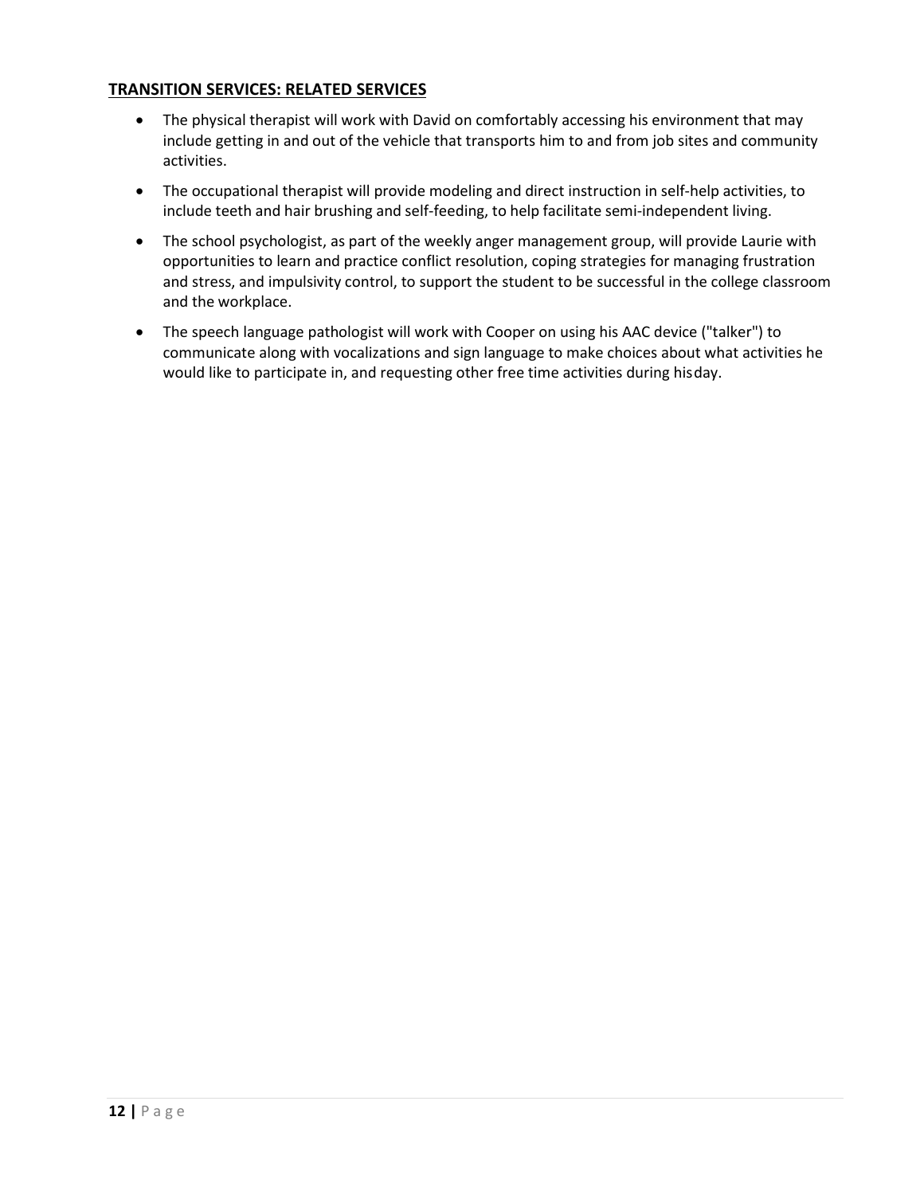**TRANSITION SERVICES: RELATED SERVICES**

- The physical therapist will work with David on comfortably accessing his environment that may include getting in and out of the vehicle that transports him to and from job sites and community activities.
- The occupational therapist will provide modeling and direct instruction in self-help activities, to include teeth and hair brushing and self-feeding, to help facilitate semi-independent living.
- The school psychologist, as part of the weekly anger management group, will provide Laurie with opportunities to learn and practice conflict resolution, coping strategies for managing frustration and stress, and impulsivity control, to support the student to be successful in the college classroom and the workplace.
- The speech language pathologist will work with Cooper on using his AAC device ("talker") to communicate along with vocalizations and sign language to make choices about what activities he would like to participate in, and requesting other free time activities during his day.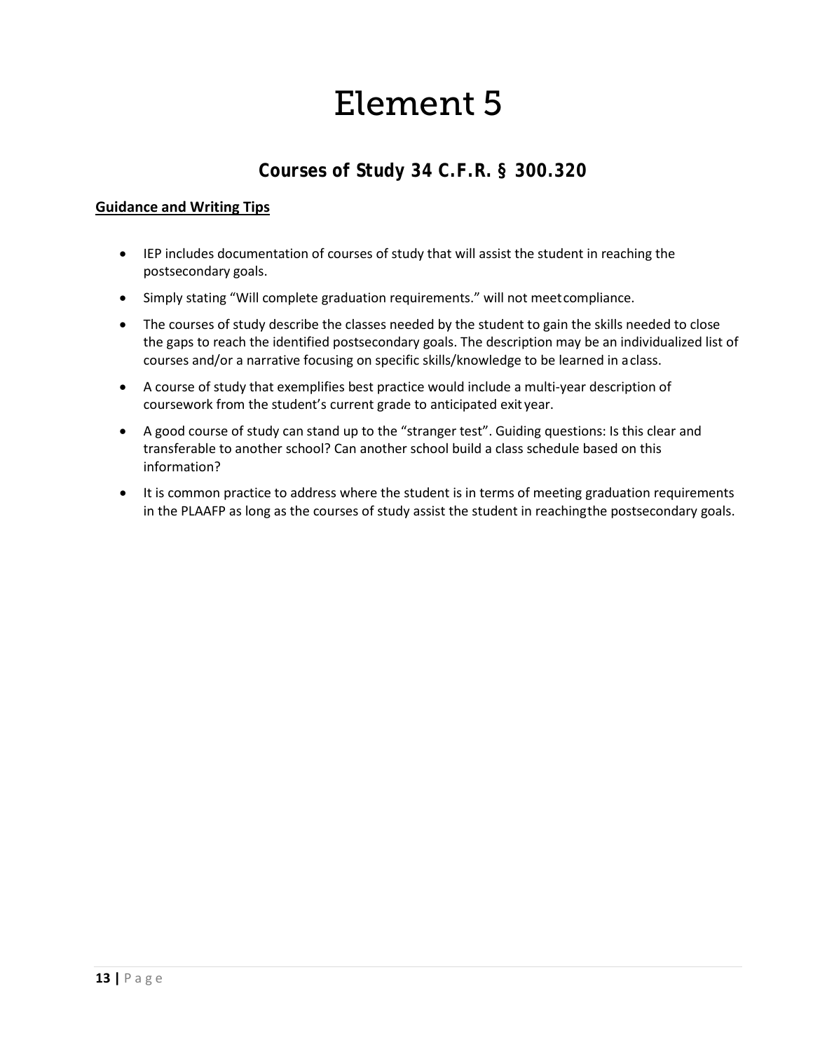# Element 5

## Courses of Study 34 C.F.R. § 300.320

**Guidance and Writing Tips**

- IEP includes documentation of courses of study that will assist the student in reaching the postsecondary goals.
- Simply stating "Will complete graduation requirements." will not meet compliance.
- The courses of study describe the classes needed by the student to gain the skills needed to close the gaps to reach the identified postsecondary goals. The description may be an individualized list of courses and/or a narrative focusing on specific skills/knowledge to be learned in a class.
- A course of study that exemplifies best practice would include a multi-year description of coursework from the student's current grade to anticipated exit year.
- A good course of study can stand up to the "stranger test". Guiding questions: Is this clear and transferable to another school? Can another school build a class schedule based on this information?
- It is common practice to address where the student is in terms of meeting graduation requirements in the PLAAFP as long as the courses of study assist the student in reaching the postsecondary goals.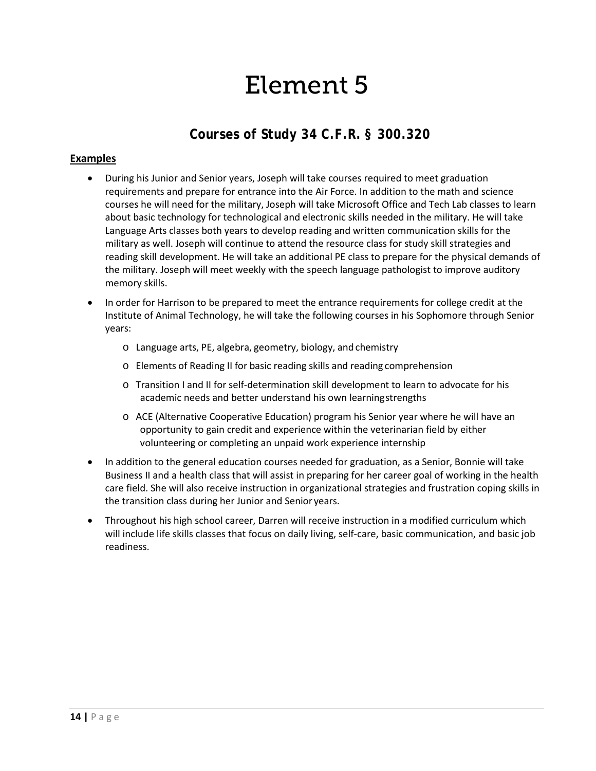# Element 5

## Courses of Study 34 C.F.R. § 300.320

**Examples**

- During his Junior and Senior years, Joseph will take courses required to meet graduation requirements and prepare for entrance into the Air Force. In addition to the math and science courses he will need for the military, Joseph will take Microsoft Office and Tech Lab classes to learn about basic technology for technological and electronic skills needed in the military. He will take Language Arts classes both years to develop reading and written communication skills for the military as well. Joseph will continue to attend the resource class for study skill strategies and reading skill development. He will take an additional PE class to prepare for the physical demands of the military. Joseph will meet weekly with the speech language pathologist to improve auditory memory skills.
- In order for Harrison to be prepared to meet the entrance requirements for college credit at the Institute of Animal Technology, he will take the following courses in his Sophomore through Senior years:
    - Language arts, PE, algebra, geometry, biology, and chemistry
    - Elements of Reading II for basic reading skills and reading comprehension
    - Transition I and II for self-determination skill development to learn to advocate for his academic needs and better understand his own learning strengths
    - ACE (Alternative Cooperative Education) program his Senior year where he will have an opportunity to gain credit and experience within the veterinarian field by either volunteering or completing an unpaid work experience internship
- In addition to the general education courses needed for graduation, as a Senior, Bonnie will take Business II and a health class that will assist in preparing for her career goal of working in the health care field. She will also receive instruction in organizational strategies and frustration coping skills in the transition class during her Junior and Senior years.
- Throughout his high school career, Darren will receive instruction in a modified curriculum which will include life skills classes that focus on daily living, self-care, basic communication, and basic job readiness.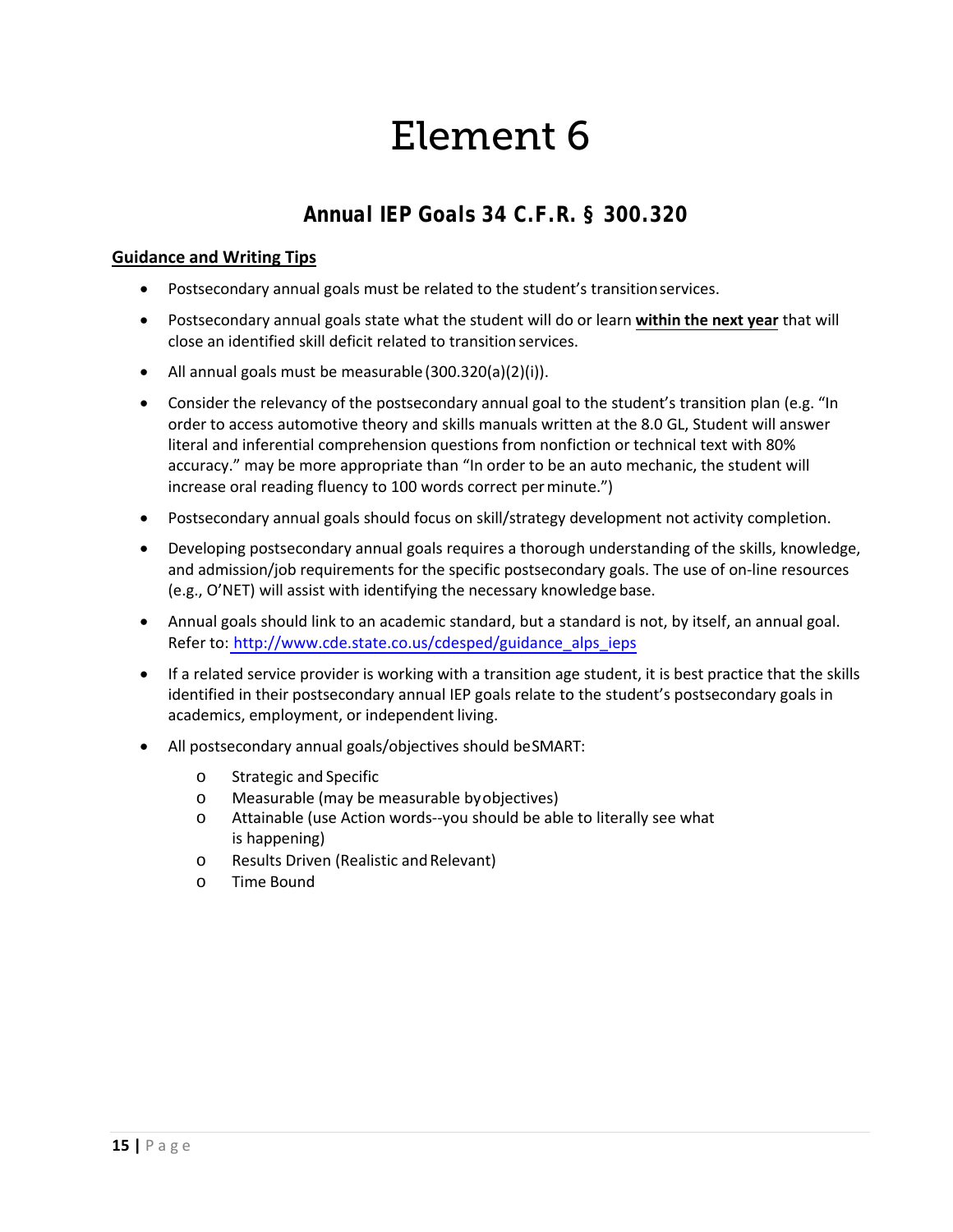# Element 6

## Annual IEP Goals 34 C.F.R. § 300.320

**Guidance and Writing Tips**

- Postsecondary annual goals must be related to the student's transition services.
- Postsecondary annual goals state what the student will do or learn **within the next year** that will close an identified skill deficit related to transition services.
- All annual goals must be measurable (300.320(a)(2)(i)).
- Consider the relevancy of the postsecondary annual goal to the student's transition plan (e.g. "In order to access automotive theory and skills manuals written at the 8.0 GL, Student will answer literal and inferential comprehension questions from nonfiction or technical text with 80% accuracy." may be more appropriate than "In order to be an auto mechanic, the student will increase oral reading fluency to 100 words correct per minute.")
- Postsecondary annual goals should focus on skill/strategy development not activity completion.
- Developing postsecondary annual goals requires a thorough understanding of the skills, knowledge, and admission/job requirements for the specific postsecondary goals. The use of on-line resources (e.g., O'NET) will assist with identifying the necessary knowledge base.
- Annual goals should link to an academic standard, but a standard is not, by itself, an annual goal. Refer to: http://www.cde.state.co.us/cdesped/guidance_alps_ieps
- If a related service provider is working with a transition age student, it is best practice that the skills identified in their postsecondary annual IEP goals relate to the student's postsecondary goals in academics, employment, or independent living.
- All postsecondary annual goals/objectives should be SMART:
  - Strategic and Specific
  - Measurable (may be measurable by objectives)
  - Attainable (use Action words--you should be able to literally see what is happening)
  - Results Driven (Realistic and Relevant)
  - Time Bound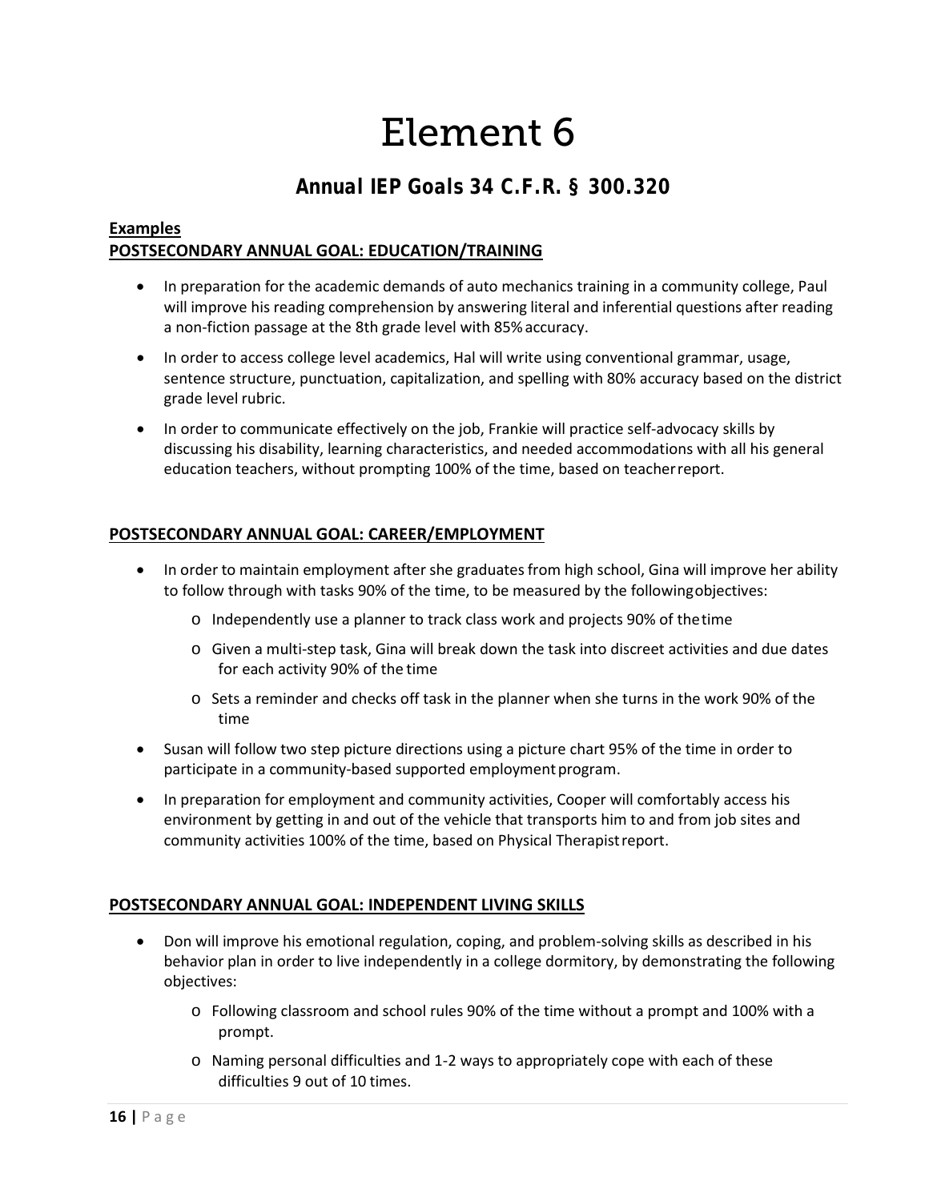# Element 6

## Annual IEP Goals 34 C.F.R. § 300.320

**Examples**

**POSTSECONDARY ANNUAL GOAL: EDUCATION/TRAINING**

- In preparation for the academic demands of auto mechanics training in a community college, Paul will improve his reading comprehension by answering literal and inferential questions after reading a non-fiction passage at the 8th grade level with 85% accuracy.
- In order to access college level academics, Hal will write using conventional grammar, usage, sentence structure, punctuation, capitalization, and spelling with 80% accuracy based on the district grade level rubric.
- In order to communicate effectively on the job, Frankie will practice self-advocacy skills by discussing his disability, learning characteristics, and needed accommodations with all his general education teachers, without prompting 100% of the time, based on teacher report.

**POSTSECONDARY ANNUAL GOAL: CAREER/EMPLOYMENT**

- In order to maintain employment after she graduates from high school, Gina will improve her ability to follow through with tasks 90% of the time, to be measured by the following objectives:
  - Independently use a planner to track class work and projects 90% of the time
  - Given a multi-step task, Gina will break down the task into discreet activities and due dates for each activity 90% of the time
  - Sets a reminder and checks off task in the planner when she turns in the work 90% of the time
- Susan will follow two step picture directions using a picture chart 95% of the time in order to participate in a community-based supported employment program.
- In preparation for employment and community activities, Cooper will comfortably access his environment by getting in and out of the vehicle that transports him to and from job sites and community activities 100% of the time, based on Physical Therapist report.

**POSTSECONDARY ANNUAL GOAL: INDEPENDENT LIVING SKILLS**

- Don will improve his emotional regulation, coping, and problem-solving skills as described in his behavior plan in order to live independently in a college dormitory, by demonstrating the following objectives:
  - Following classroom and school rules 90% of the time without a prompt and 100% with a prompt.
  - Naming personal difficulties and 1-2 ways to appropriately cope with each of these difficulties 9 out of 10 times.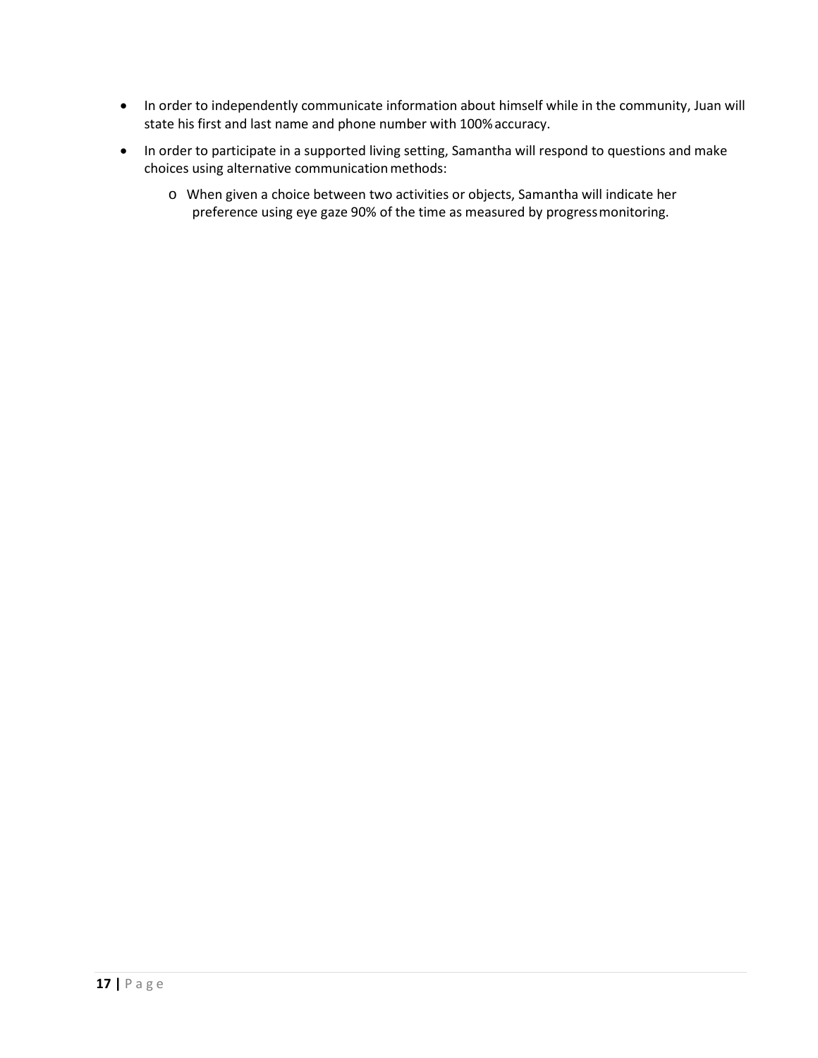- In order to independently communicate information about himself while in the community, Juan will state his first and last name and phone number with 100% accuracy.
- In order to participate in a supported living setting, Samantha will respond to questions and make choices using alternative communication methods:
    - When given a choice between two activities or objects, Samantha will indicate her preference using eye gaze 90% of the time as measured by progress monitoring.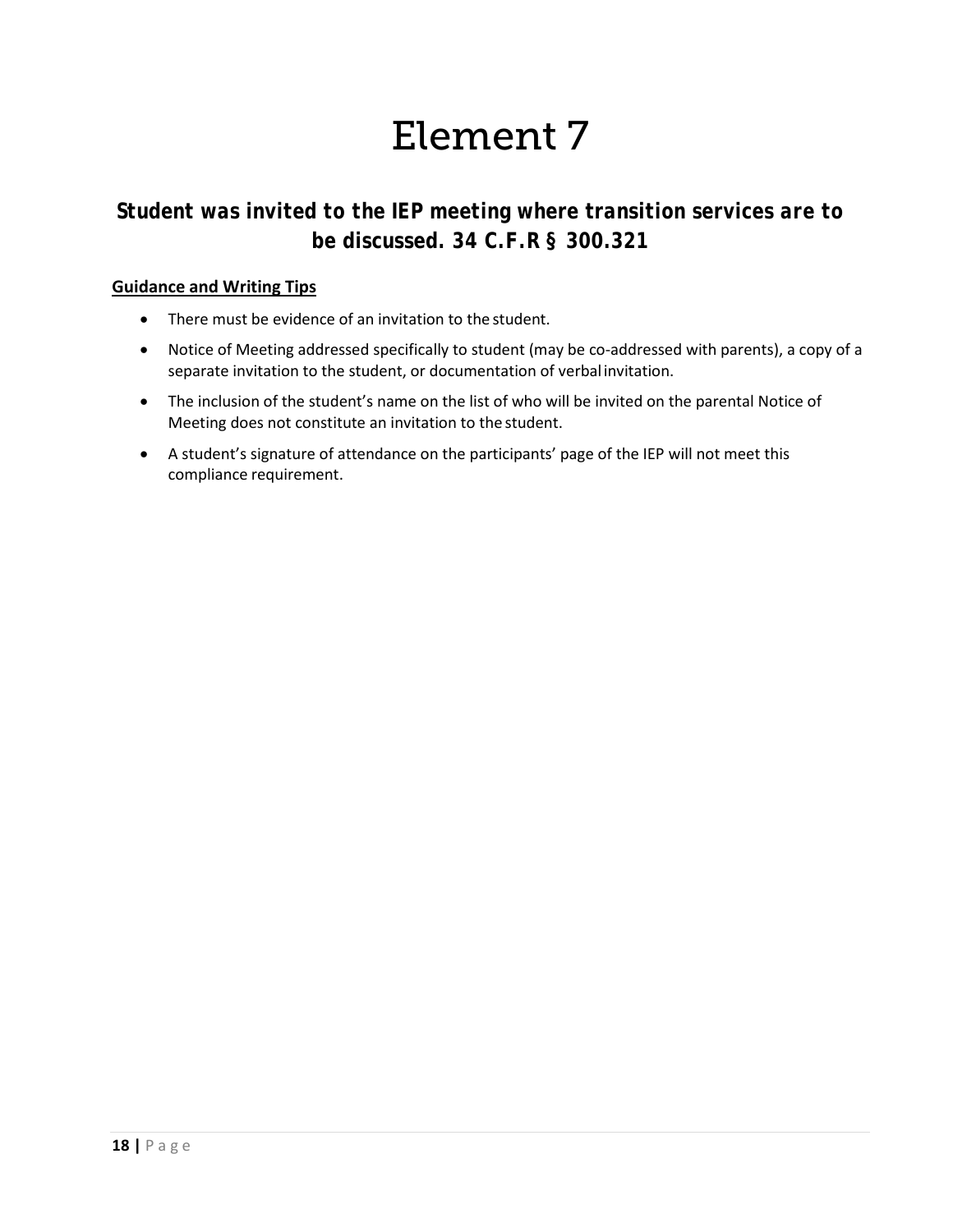# Element 7

## Student was invited to the IEP meeting where transition services are to be discussed. 34 C.F.R § 300.321

**Guidance and Writing Tips**

- There must be evidence of an invitation to the student.
- Notice of Meeting addressed specifically to student (may be co-addressed with parents), a copy of a separate invitation to the student, or documentation of verbal invitation.
- The inclusion of the student's name on the list of who will be invited on the parental Notice of Meeting does not constitute an invitation to the student.
- A student's signature of attendance on the participants' page of the IEP will not meet this compliance requirement.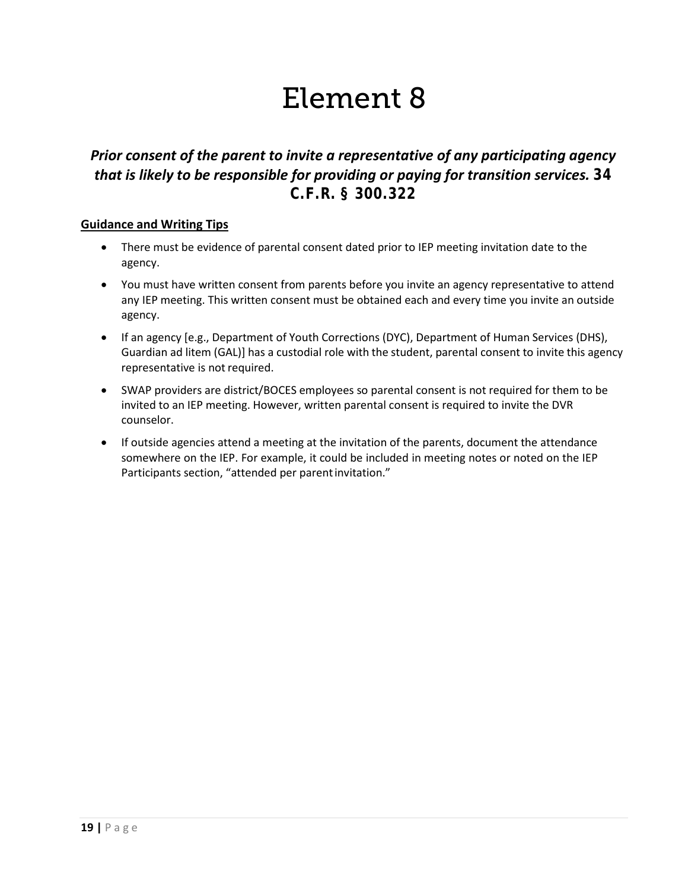# Element 8

### *Prior consent of the parent to invite a representative of any participating agency that is likely to be responsible for providing or paying for transition services.* **34 C.F.R. § 300.322**

**Guidance and Writing Tips**

- There must be evidence of parental consent dated prior to IEP meeting invitation date to the agency.
- You must have written consent from parents before you invite an agency representative to attend any IEP meeting. This written consent must be obtained each and every time you invite an outside agency.
- If an agency [e.g., Department of Youth Corrections (DYC), Department of Human Services (DHS), Guardian ad litem (GAL)] has a custodial role with the student, parental consent to invite this agency representative is not required.
- SWAP providers are district/BOCES employees so parental consent is not required for them to be invited to an IEP meeting. However, written parental consent is required to invite the DVR counselor.
- If outside agencies attend a meeting at the invitation of the parents, document the attendance somewhere on the IEP. For example, it could be included in meeting notes or noted on the IEP Participants section, "attended per parent invitation."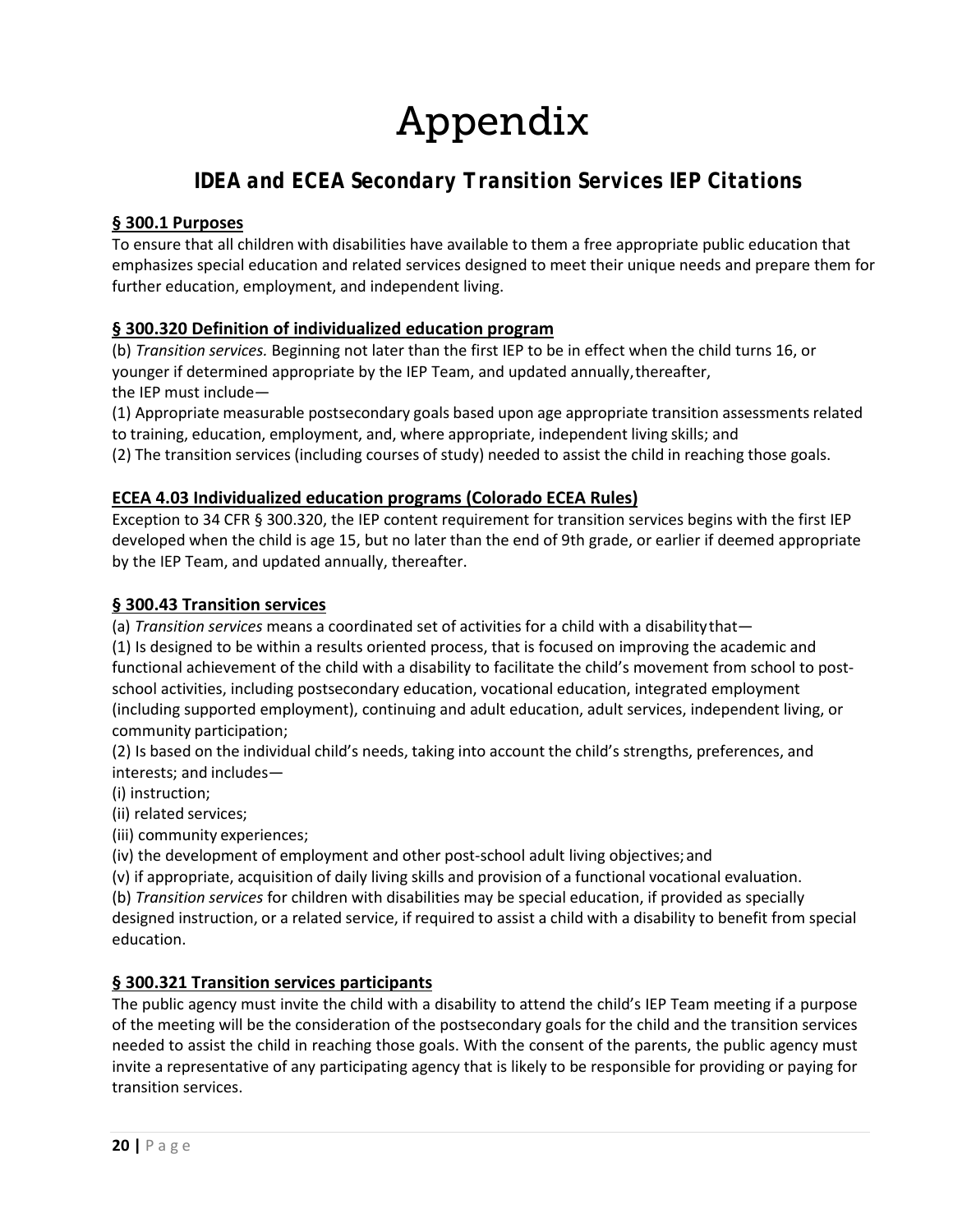# Appendix

## IDEA and ECEA Secondary Transition Services IEP Citations

**§ 300.1 Purposes**

To ensure that all children with disabilities have available to them a free appropriate public education that emphasizes special education and related services designed to meet their unique needs and prepare them for further education, employment, and independent living.

**§ 300.320 Definition of individualized education program**

(b) *Transition services.* Beginning not later than the first IEP to be in effect when the child turns 16, or younger if determined appropriate by the IEP Team, and updated annually, thereafter, the IEP must include—

(1) Appropriate measurable postsecondary goals based upon age appropriate transition assessments related to training, education, employment, and, where appropriate, independent living skills; and

(2) The transition services (including courses of study) needed to assist the child in reaching those goals.

**ECEA 4.03 Individualized education programs (Colorado ECEA Rules)**

Exception to 34 CFR § 300.320, the IEP content requirement for transition services begins with the first IEP developed when the child is age 15, but no later than the end of 9th grade, or earlier if deemed appropriate by the IEP Team, and updated annually, thereafter.

**§ 300.43 Transition services**

(a) *Transition services* means a coordinated set of activities for a child with a disability that—

(1) Is designed to be within a results oriented process, that is focused on improving the academic and functional achievement of the child with a disability to facilitate the child's movement from school to post-school activities, including postsecondary education, vocational education, integrated employment (including supported employment), continuing and adult education, adult services, independent living, or community participation;

(2) Is based on the individual child's needs, taking into account the child's strengths, preferences, and interests; and includes—

(i) instruction;

(ii) related services;

(iii) community experiences;

(iv) the development of employment and other post-school adult living objectives; and

(v) if appropriate, acquisition of daily living skills and provision of a functional vocational evaluation.

(b) *Transition services* for children with disabilities may be special education, if provided as specially designed instruction, or a related service, if required to assist a child with a disability to benefit from special education.

**§ 300.321 Transition services participants**

The public agency must invite the child with a disability to attend the child's IEP Team meeting if a purpose of the meeting will be the consideration of the postsecondary goals for the child and the transition services needed to assist the child in reaching those goals. With the consent of the parents, the public agency must invite a representative of any participating agency that is likely to be responsible for providing or paying for transition services.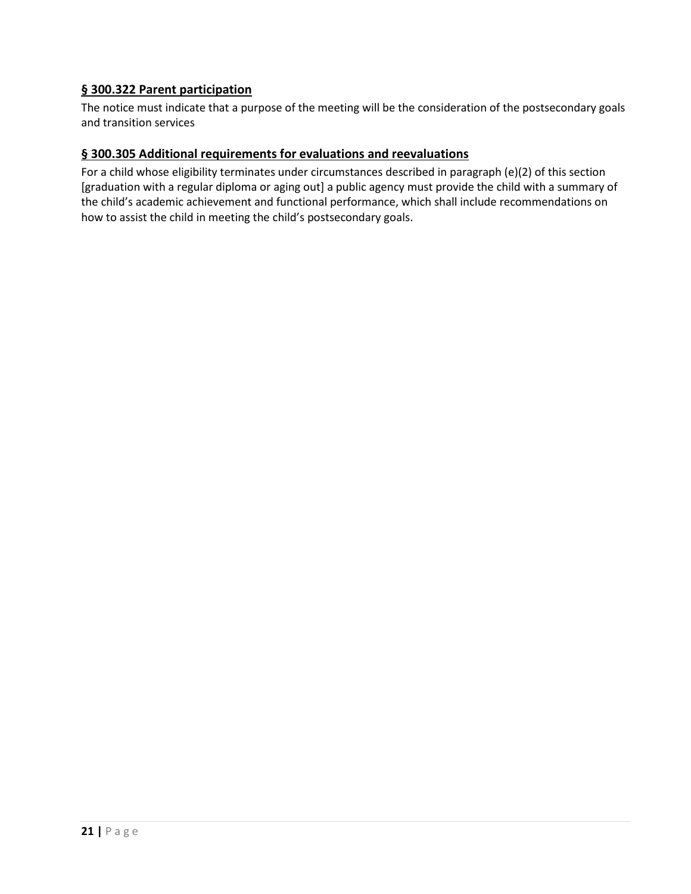## **§ 300.322 Parent participation**

The notice must indicate that a purpose of the meeting will be the consideration of the postsecondary goals and transition services

## **§ 300.305 Additional requirements for evaluations and reevaluations**

For a child whose eligibility terminates under circumstances described in paragraph (e)(2) of this section [graduation with a regular diploma or aging out] a public agency must provide the child with a summary of the child's academic achievement and functional performance, which shall include recommendations on how to assist the child in meeting the child's postsecondary goals.